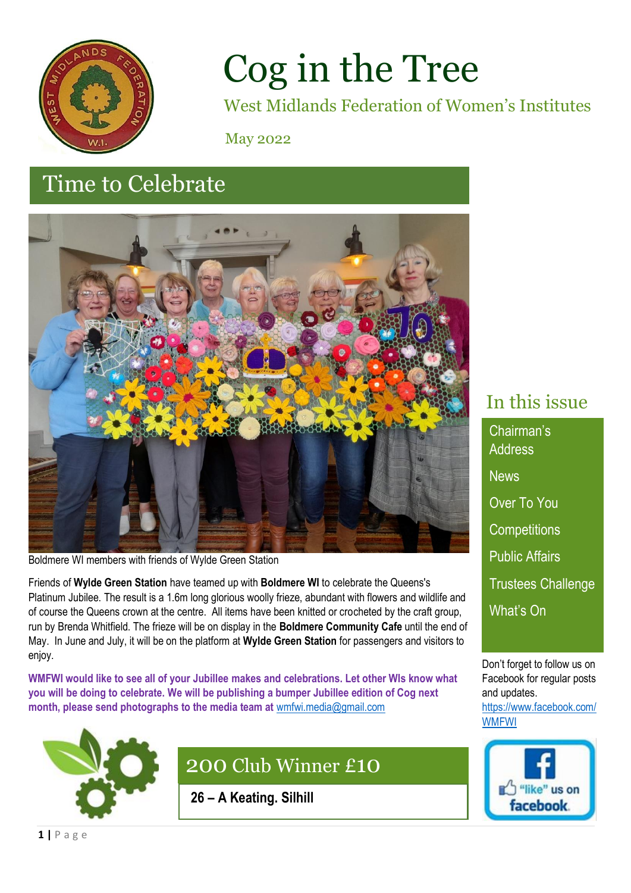# Cog in the Tree

West Midlands Federation of Women's Institutes

May 2022

## Time to Celebrate

Boldmere WI members with friends of Wylde Green Station

Friends of **Wylde Green Station** have teamed up with **Boldmere WI** to celebrate the Queens's Platinum Jubilee. The result is a 1.6m long glorious woolly frieze, abundant with flowers and wildlife and of course the Queens crown at the centre. All items have been knitted or crocheted by the craft group, run by Brenda Whitfield. The frieze will be on display in the **Boldmere Community Cafe** until the end of May. In June and July, it will be on the platform at **Wylde Green Station** for passengers and visitors to enjoy.

**WMFWI would like to see all of your Jubillee makes and celebrations. Let other WIs know what you will be doing to celebrate. We will be publishing a bumper Jubillee edition of Cog next month, please send photographs to the media team at** wmfwi.media@gmail.com

## 200 Club Winner £10

**26 – A Keating. Silhill**

## In this issue

- Chairman's Address
- News
- Over To You
- Competitions
- Public Affairs
- Trustees Challenge
- What's On

Don't forget to follow us on Facebook for regular posts and updates.
https://www.facebook.com/WMFWI

"like" us on facebook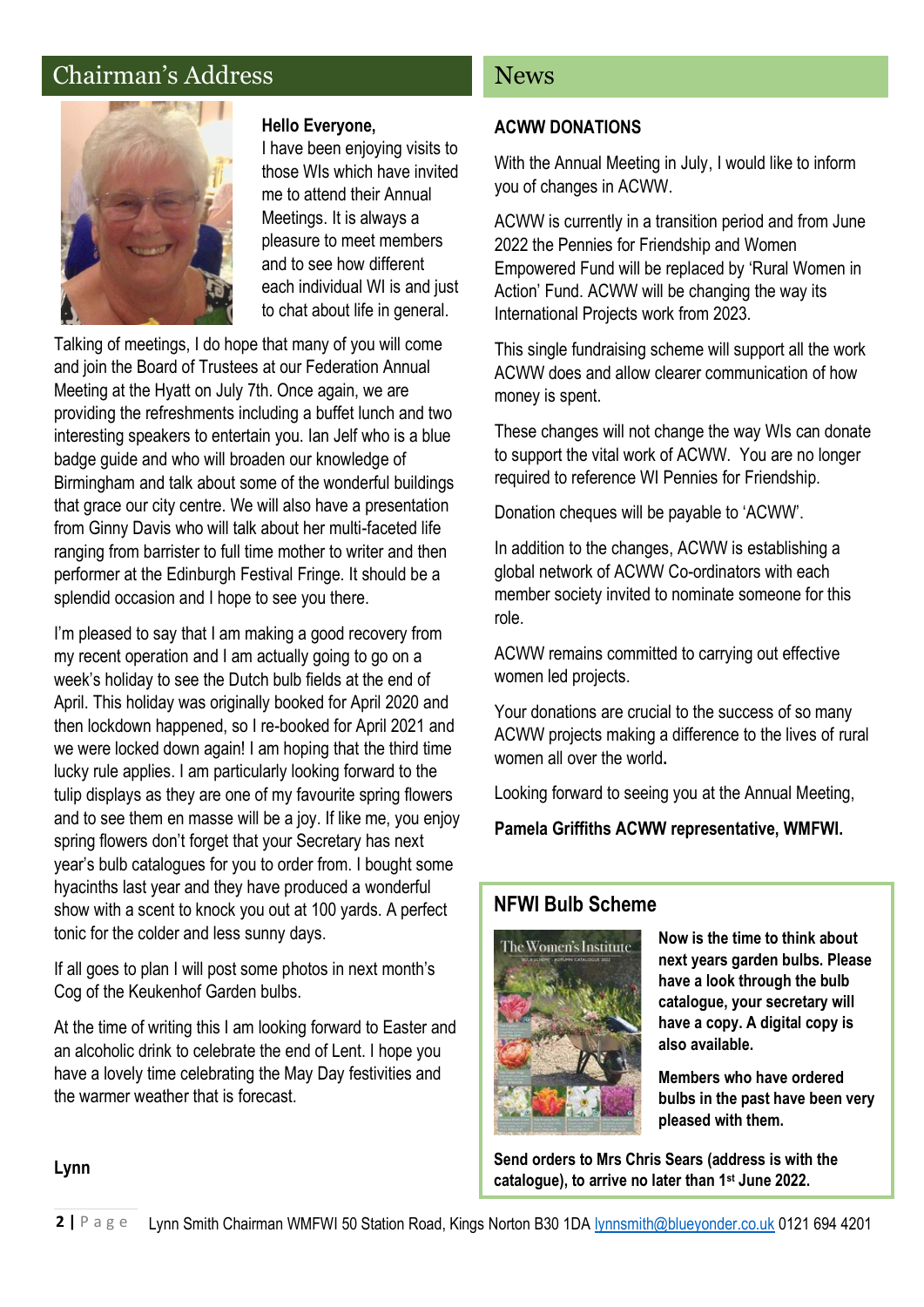## Chairman's Address

**Hello Everyone,**

I have been enjoying visits to those WIs which have invited me to attend their Annual Meetings. It is always a pleasure to meet members and to see how different each individual WI is and just to chat about life in general.

Talking of meetings, I do hope that many of you will come and join the Board of Trustees at our Federation Annual Meeting at the Hyatt on July 7th. Once again, we are providing the refreshments including a buffet lunch and two interesting speakers to entertain you. Ian Jelf who is a blue badge guide and who will broaden our knowledge of Birmingham and talk about some of the wonderful buildings that grace our city centre. We will also have a presentation from Ginny Davis who will talk about her multi-faceted life ranging from barrister to full time mother to writer and then performer at the Edinburgh Festival Fringe. It should be a splendid occasion and I hope to see you there.

I'm pleased to say that I am making a good recovery from my recent operation and I am actually going to go on a week's holiday to see the Dutch bulb fields at the end of April. This holiday was originally booked for April 2020 and then lockdown happened, so I re-booked for April 2021 and we were locked down again! I am hoping that the third time lucky rule applies. I am particularly looking forward to the tulip displays as they are one of my favourite spring flowers and to see them en masse will be a joy. If like me, you enjoy spring flowers don't forget that your Secretary has next year's bulb catalogues for you to order from. I bought some hyacinths last year and they have produced a wonderful show with a scent to knock you out at 100 yards. A perfect tonic for the colder and less sunny days.

If all goes to plan I will post some photos in next month's Cog of the Keukenhof Garden bulbs.

At the time of writing this I am looking forward to Easter and an alcoholic drink to celebrate the end of Lent. I hope you have a lovely time celebrating the May Day festivities and the warmer weather that is forecast.

**Lynn**

## News

**ACWW DONATIONS**

With the Annual Meeting in July, I would like to inform you of changes in ACWW.

ACWW is currently in a transition period and from June 2022 the Pennies for Friendship and Women Empowered Fund will be replaced by 'Rural Women in Action' Fund. ACWW will be changing the way its International Projects work from 2023.

This single fundraising scheme will support all the work ACWW does and allow clearer communication of how money is spent.

These changes will not change the way WIs can donate to support the vital work of ACWW. You are no longer required to reference WI Pennies for Friendship.

Donation cheques will be payable to 'ACWW'.

In addition to the changes, ACWW is establishing a global network of ACWW Co-ordinators with each member society invited to nominate someone for this role.

ACWW remains committed to carrying out effective women led projects.

Your donations are crucial to the success of so many ACWW projects making a difference to the lives of rural women all over the world**.**

Looking forward to seeing you at the Annual Meeting,

**Pamela Griffiths ACWW representative, WMFWI.**

### NFWI Bulb Scheme

**Now is the time to think about next years garden bulbs. Please have a look through the bulb catalogue, your secretary will have a copy. A digital copy is also available.**

**Members who have ordered bulbs in the past have been very pleased with them.**

**Send orders to Mrs Chris Sears (address is with the catalogue), to arrive no later than 1st June 2022.**

Lynn Smith Chairman WMFWI 50 Station Road, Kings Norton B30 1DA lynnsmith@blueyonder.co.uk 0121 694 4201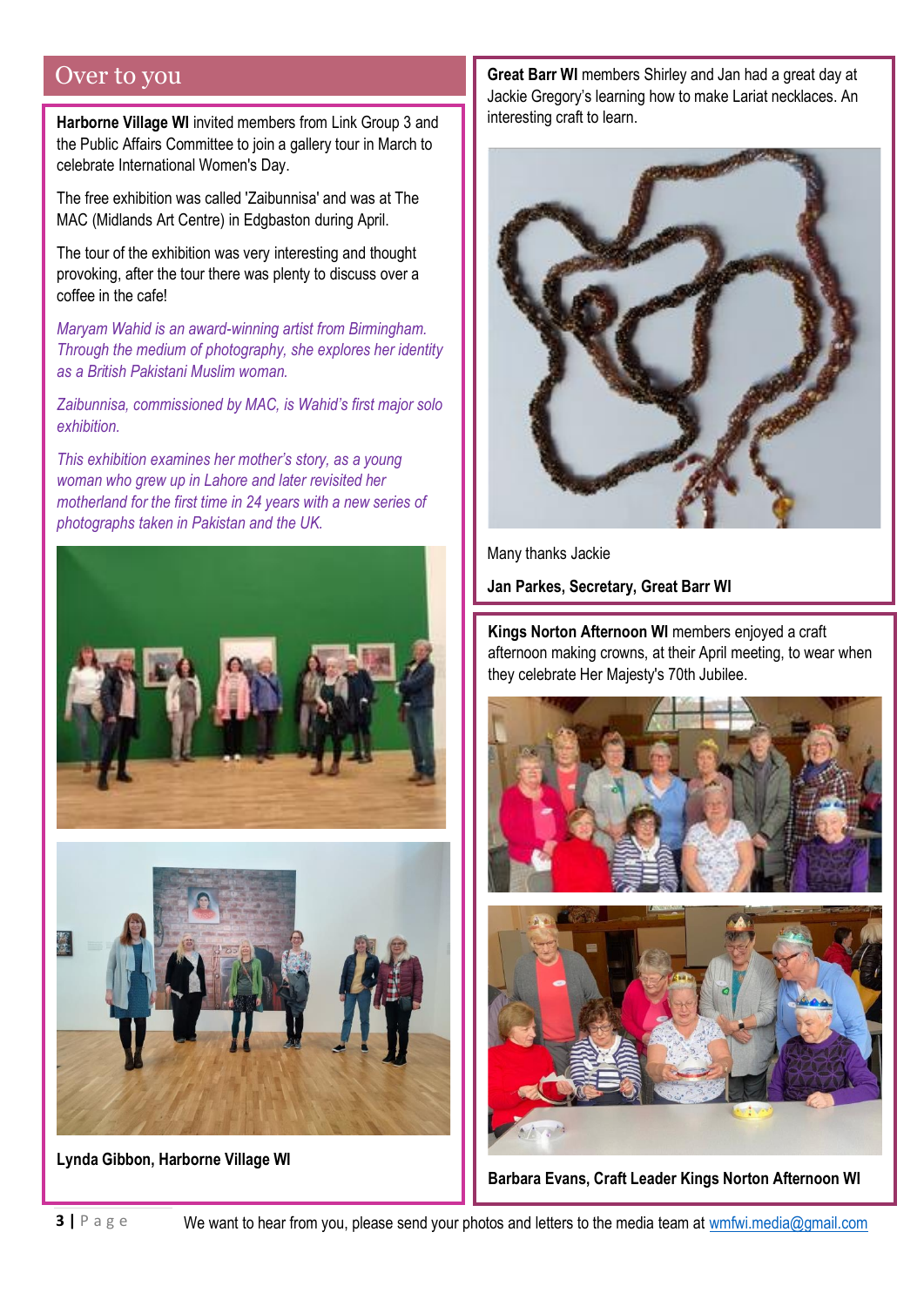## Over to you

**Harborne Village WI** invited members from Link Group 3 and the Public Affairs Committee to join a gallery tour in March to celebrate International Women's Day.

The free exhibition was called 'Zaibunnisa' and was at The MAC (Midlands Art Centre) in Edgbaston during April.

The tour of the exhibition was very interesting and thought provoking, after the tour there was plenty to discuss over a coffee in the cafe!

*Maryam Wahid is an award-winning artist from Birmingham. Through the medium of photography, she explores her identity as a British Pakistani Muslim woman.*

*Zaibunnisa, commissioned by MAC, is Wahid's first major solo exhibition.*

*This exhibition examines her mother's story, as a young woman who grew up in Lahore and later revisited her motherland for the first time in 24 years with a new series of photographs taken in Pakistan and the UK.*

**Lynda Gibbon, Harborne Village WI**

**Great Barr WI** members Shirley and Jan had a great day at Jackie Gregory's learning how to make Lariat necklaces. An interesting craft to learn.

Many thanks Jackie

**Jan Parkes, Secretary, Great Barr WI**

**Kings Norton Afternoon WI** members enjoyed a craft afternoon making crowns, at their April meeting, to wear when they celebrate Her Majesty's 70th Jubilee.

**Barbara Evans, Craft Leader Kings Norton Afternoon WI**

We want to hear from you, please send your photos and letters to the media team at wmfwi.media@gmail.com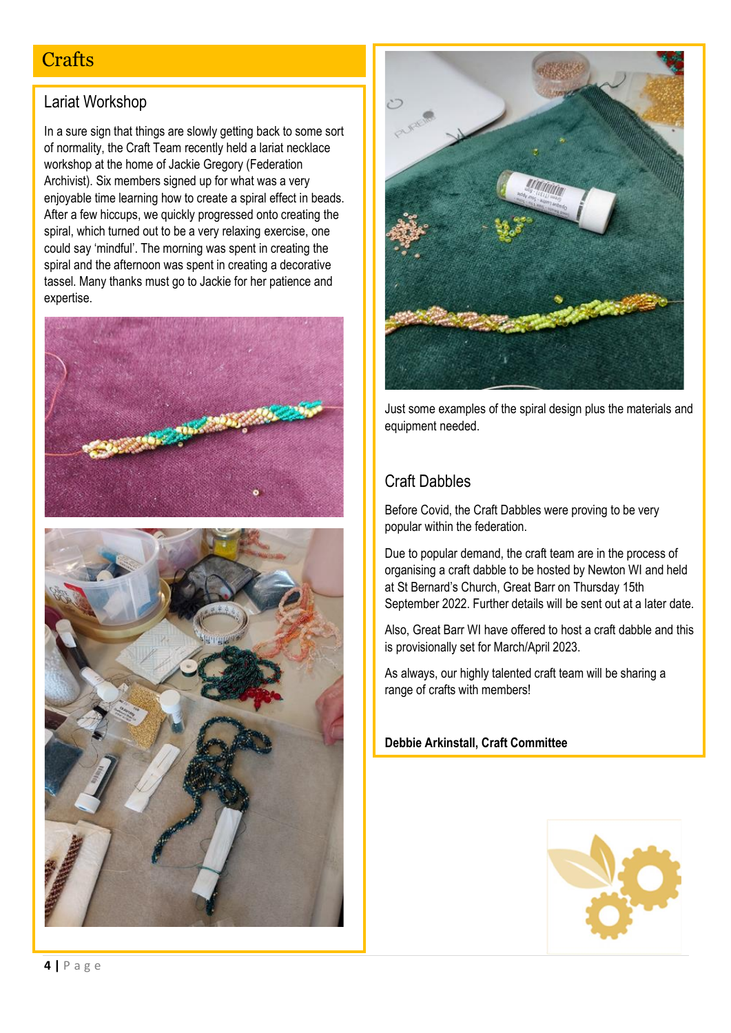# Crafts

## Lariat Workshop

In a sure sign that things are slowly getting back to some sort of normality, the Craft Team recently held a lariat necklace workshop at the home of Jackie Gregory (Federation Archivist). Six members signed up for what was a very enjoyable time learning how to create a spiral effect in beads. After a few hiccups, we quickly progressed onto creating the spiral, which turned out to be a very relaxing exercise, one could say 'mindful'. The morning was spent in creating the spiral and the afternoon was spent in creating a decorative tassel. Many thanks must go to Jackie for her patience and expertise.

Just some examples of the spiral design plus the materials and equipment needed.

## Craft Dabbles

Before Covid, the Craft Dabbles were proving to be very popular within the federation.

Due to popular demand, the craft team are in the process of organising a craft dabble to be hosted by Newton WI and held at St Bernard's Church, Great Barr on Thursday 15th September 2022. Further details will be sent out at a later date.

Also, Great Barr WI have offered to host a craft dabble and this is provisionally set for March/April 2023.

As always, our highly talented craft team will be sharing a range of crafts with members!

**Debbie Arkinstall, Craft Committee**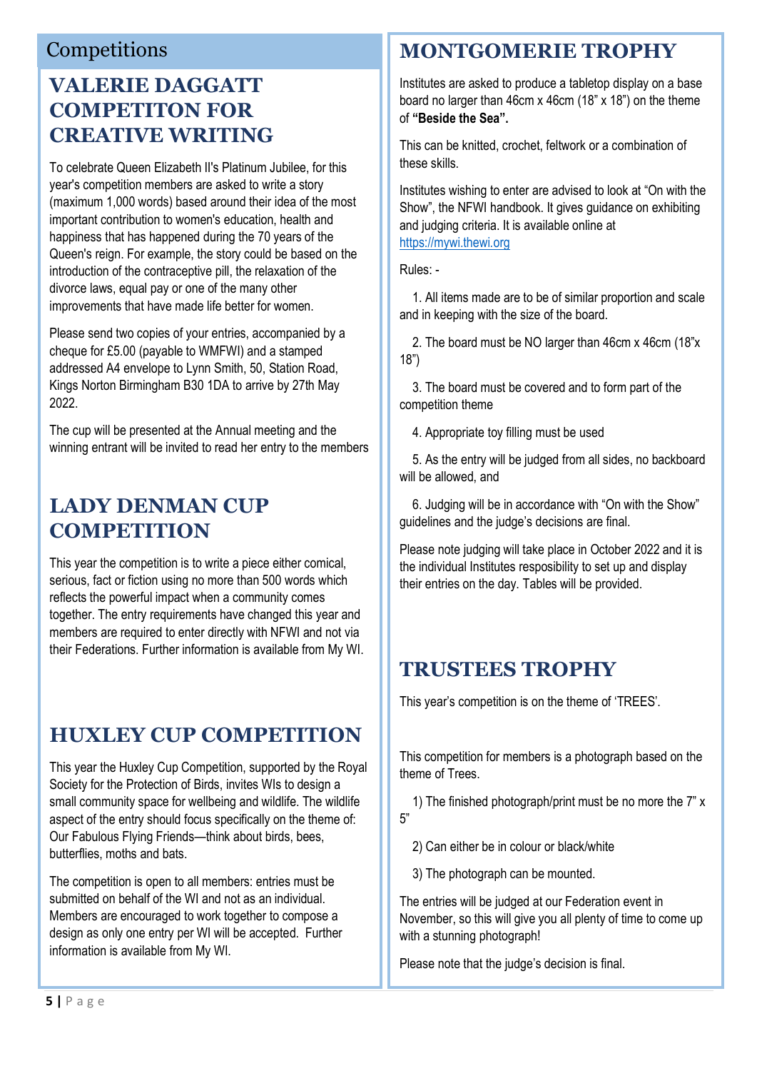# Competitions

## VALERIE DAGGATT COMPETITON FOR CREATIVE WRITING

To celebrate Queen Elizabeth II's Platinum Jubilee, for this year's competition members are asked to write a story (maximum 1,000 words) based around their idea of the most important contribution to women's education, health and happiness that has happened during the 70 years of the Queen's reign. For example, the story could be based on the introduction of the contraceptive pill, the relaxation of the divorce laws, equal pay or one of the many other improvements that have made life better for women.

Please send two copies of your entries, accompanied by a cheque for £5.00 (payable to WMFWI) and a stamped addressed A4 envelope to Lynn Smith, 50, Station Road, Kings Norton Birmingham B30 1DA to arrive by 27th May 2022.

The cup will be presented at the Annual meeting and the winning entrant will be invited to read her entry to the members

## LADY DENMAN CUP COMPETITION

This year the competition is to write a piece either comical, serious, fact or fiction using no more than 500 words which reflects the powerful impact when a community comes together. The entry requirements have changed this year and members are required to enter directly with NFWI and not via their Federations. Further information is available from My WI.

## HUXLEY CUP COMPETITION

This year the Huxley Cup Competition, supported by the Royal Society for the Protection of Birds, invites WIs to design a small community space for wellbeing and wildlife. The wildlife aspect of the entry should focus specifically on the theme of: Our Fabulous Flying Friends—think about birds, bees, butterflies, moths and bats.

The competition is open to all members: entries must be submitted on behalf of the WI and not as an individual. Members are encouraged to work together to compose a design as only one entry per WI will be accepted. Further information is available from My WI.

## MONTGOMERIE TROPHY

Institutes are asked to produce a tabletop display on a base board no larger than 46cm x 46cm (18" x 18") on the theme of **"Beside the Sea".**

This can be knitted, crochet, feltwork or a combination of these skills.

Institutes wishing to enter are advised to look at "On with the Show", the NFWI handbook. It gives guidance on exhibiting and judging criteria. It is available online at https://mywi.thewi.org

Rules: -

1. All items made are to be of similar proportion and scale and in keeping with the size of the board.
2. The board must be NO larger than 46cm x 46cm (18"x 18")
3. The board must be covered and to form part of the competition theme
4. Appropriate toy filling must be used
5. As the entry will be judged from all sides, no backboard will be allowed, and
6. Judging will be in accordance with "On with the Show" guidelines and the judge's decisions are final.

Please note judging will take place in October 2022 and it is the individual Institutes resposibility to set up and display their entries on the day. Tables will be provided.

## TRUSTEES TROPHY

This year's competition is on the theme of 'TREES'.

This competition for members is a photograph based on the theme of Trees.

1) The finished photograph/print must be no more the 7" x 5"
2) Can either be in colour or black/white
3) The photograph can be mounted.

The entries will be judged at our Federation event in November, so this will give you all plenty of time to come up with a stunning photograph!

Please note that the judge's decision is final.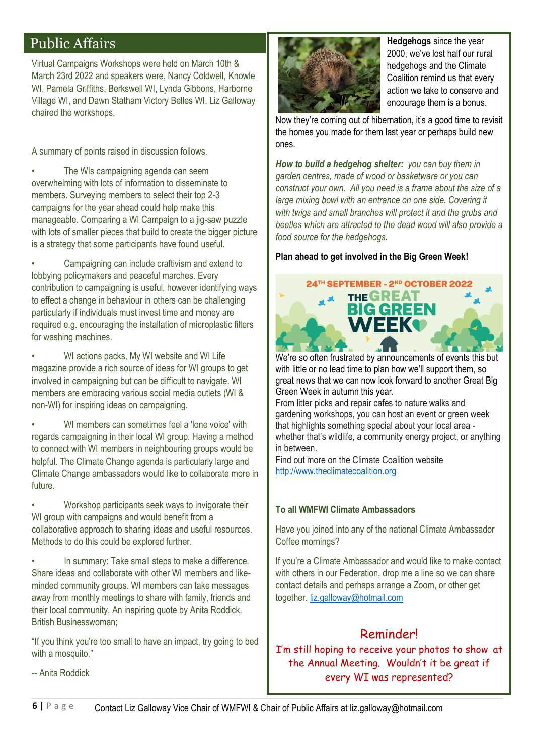## Public Affairs

Virtual Campaigns Workshops were held on March 10th & March 23rd 2022 and speakers were, Nancy Coldwell, Knowle WI, Pamela Griffiths, Berkswell WI, Lynda Gibbons, Harborne Village WI, and Dawn Statham Victory Belles WI. Liz Galloway chaired the workshops.

A summary of points raised in discussion follows.

- The WIs campaigning agenda can seem overwhelming with lots of information to disseminate to members. Surveying members to select their top 2-3 campaigns for the year ahead could help make this manageable. Comparing a WI Campaign to a jig-saw puzzle with lots of smaller pieces that build to create the bigger picture is a strategy that some participants have found useful.

- Campaigning can include craftivism and extend to lobbying policymakers and peaceful marches. Every contribution to campaigning is useful, however identifying ways to effect a change in behaviour in others can be challenging particularly if individuals must invest time and money are required e.g. encouraging the installation of microplastic filters for washing machines.

- WI actions packs, My WI website and WI Life magazine provide a rich source of ideas for WI groups to get involved in campaigning but can be difficult to navigate. WI members are embracing various social media outlets (WI & non-WI) for inspiring ideas on campaigning.

- WI members can sometimes feel a 'lone voice' with regards campaigning in their local WI group. Having a method to connect with WI members in neighbouring groups would be helpful. The Climate Change agenda is particularly large and Climate Change ambassadors would like to collaborate more in future.

- Workshop participants seek ways to invigorate their WI group with campaigns and would benefit from a collaborative approach to sharing ideas and useful resources. Methods to do this could be explored further.

- In summary: Take small steps to make a difference. Share ideas and collaborate with other WI members and like-minded community groups. WI members can take messages away from monthly meetings to share with family, friends and their local community. An inspiring quote by Anita Roddick, British Businesswoman;

"If you think you're too small to have an impact, try going to bed with a mosquito."

-- Anita Roddick

**Hedgehogs** since the year 2000, we've lost half our rural hedgehogs and the Climate Coalition remind us that every action we take to conserve and encourage them is a bonus.

Now they're coming out of hibernation, it's a good time to revisit the homes you made for them last year or perhaps build new ones.

***How to build a hedgehog shelter:*** *you can buy them in garden centres, made of wood or basketware or you can construct your own. All you need is a frame about the size of a large mixing bowl with an entrance on one side. Covering it with twigs and small branches will protect it and the grubs and beetles which are attracted to the dead wood will also provide a food source for the hedgehogs.*

**Plan ahead to get involved in the Big Green Week!**

24TH SEPTEMBER - 2ND OCTOBER 2022
THE GREAT BIG GREEN WEEK

We're so often frustrated by announcements of events this but with little or no lead time to plan how we'll support them, so great news that we can now look forward to another Great Big Green Week in autumn this year.

From litter picks and repair cafes to nature walks and gardening workshops, you can host an event or green week that highlights something special about your local area - whether that's wildlife, a community energy project, or anything in between.

Find out more on the Climate Coalition website
http://www.theclimatecoalition.org

**To all WMFWI Climate Ambassadors**

Have you joined into any of the national Climate Ambassador Coffee mornings?

If you're a Climate Ambassador and would like to make contact with others in our Federation, drop me a line so we can share contact details and perhaps arrange a Zoom, or other get together. liz.galloway@hotmail.com

### Reminder!

I'm still hoping to receive your photos to show at the Annual Meeting. Wouldn't it be great if every WI was represented?

Contact Liz Galloway Vice Chair of WMFWI & Chair of Public Affairs at liz.galloway@hotmail.com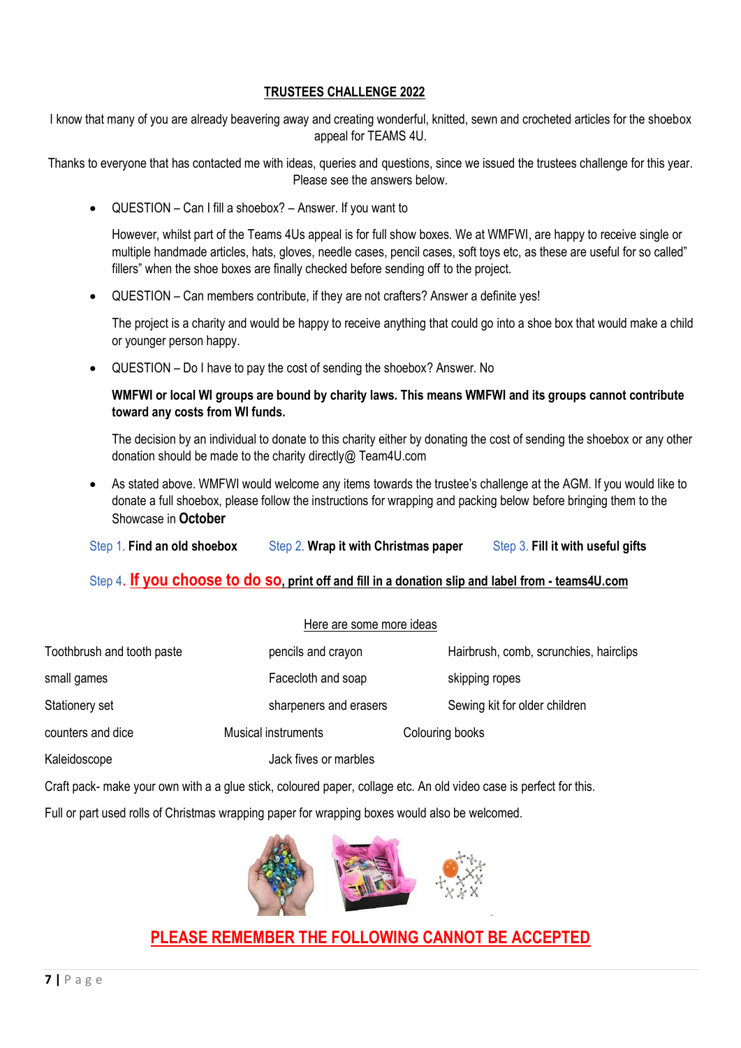**TRUSTEES CHALLENGE 2022**

I know that many of you are already beavering away and creating wonderful, knitted, sewn and crocheted articles for the shoebox appeal for TEAMS 4U.

Thanks to everyone that has contacted me with ideas, queries and questions, since we issued the trustees challenge for this year. Please see the answers below.

- QUESTION – Can I fill a shoebox? – Answer. If you want to

  However, whilst part of the Teams 4Us appeal is for full show boxes. We at WMFWI, are happy to receive single or multiple handmade articles, hats, gloves, needle cases, pencil cases, soft toys etc, as these are useful for so called" fillers" when the shoe boxes are finally checked before sending off to the project.

- QUESTION – Can members contribute, if they are not crafters? Answer a definite yes!

  The project is a charity and would be happy to receive anything that could go into a shoe box that would make a child or younger person happy.

- QUESTION – Do I have to pay the cost of sending the shoebox? Answer. No

  **WMFWI or local WI groups are bound by charity laws. This means WMFWI and its groups cannot contribute toward any costs from WI funds.**

  The decision by an individual to donate to this charity either by donating the cost of sending the shoebox or any other donation should be made to the charity directly@ Team4U.com

- As stated above. WMFWI would welcome any items towards the trustee's challenge at the AGM. If you would like to donate a full shoebox, please follow the instructions for wrapping and packing below before bringing them to the Showcase in **October**

Step 1. **Find an old shoebox** Step 2. **Wrap it with Christmas paper** Step 3. **Fill it with useful gifts**

Step 4. **If you choose to do so, print off and fill in a donation slip and label from - teams4U.com**

Here are some more ideas

Toothbrush and tooth paste

pencils and crayon

Hairbrush, comb, scrunchies, hairclips

small games

Facecloth and soap

skipping ropes

Stationery set

sharpeners and erasers

Sewing kit for older children

counters and dice

Musical instruments

Colouring books

Kaleidoscope

Jack fives or marbles

Craft pack- make your own with a a glue stick, coloured paper, collage etc. An old video case is perfect for this.

Full or part used rolls of Christmas wrapping paper for wrapping boxes would also be welcomed.

**PLEASE REMEMBER THE FOLLOWING CANNOT BE ACCEPTED**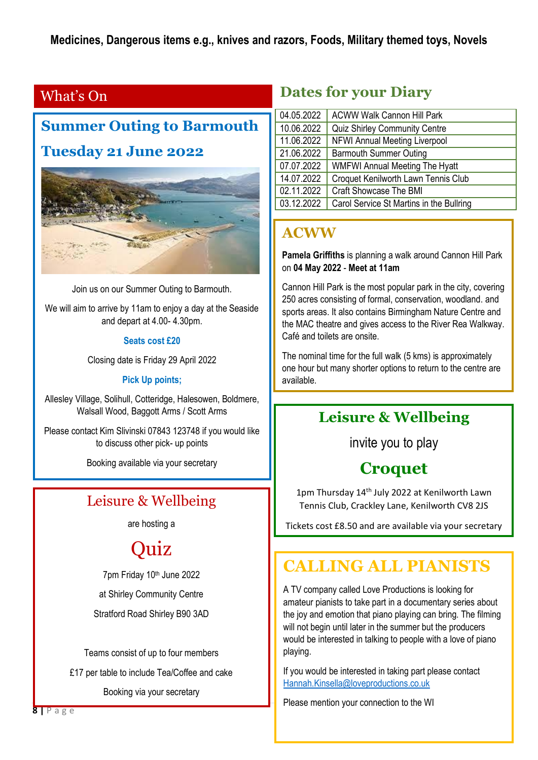**Medicines, Dangerous items e.g., knives and razors, Foods, Military themed toys, Novels**

## What's On

### Summer Outing to Barmouth

### Tuesday 21 June 2022

Join us on our Summer Outing to Barmouth.

We will aim to arrive by 11am to enjoy a day at the Seaside and depart at 4.00- 4.30pm.

**Seats cost £20**

Closing date is Friday 29 April 2022

**Pick Up points;**

Allesley Village, Solihull, Cotteridge, Halesowen, Boldmere, Walsall Wood, Baggott Arms / Scott Arms

Please contact Kim Slivinski 07843 123748 if you would like to discuss other pick- up points

Booking available via your secretary

### Leisure & Wellbeing

are hosting a

## Quiz

7pm Friday 10th June 2022

at Shirley Community Centre

Stratford Road Shirley B90 3AD

Teams consist of up to four members

£17 per table to include Tea/Coffee and cake

Booking via your secretary

## Dates for your Diary

| | |
|---|---|
| 04.05.2022 | ACWW Walk Cannon Hill Park |
| 10.06.2022 | Quiz Shirley Community Centre |
| 11.06.2022 | NFWI Annual Meeting Liverpool |
| 21.06.2022 | Barmouth Summer Outing |
| 07.07.2022 | WMFWI Annual Meeting The Hyatt |
| 14.07.2022 | Croquet Kenilworth Lawn Tennis Club |
| 02.11.2022 | Craft Showcase The BMI |
| 03.12.2022 | Carol Service St Martins in the Bullring |

### ACWW

**Pamela Griffiths** is planning a walk around Cannon Hill Park on **04 May 2022 - Meet at 11am**

Cannon Hill Park is the most popular park in the city, covering 250 acres consisting of formal, conservation, woodland. and sports areas. It also contains Birmingham Nature Centre and the MAC theatre and gives access to the River Rea Walkway. Café and toilets are onsite.

The nominal time for the full walk (5 kms) is approximately one hour but many shorter options to return to the centre are available.

### Leisure & Wellbeing

invite you to play

## Croquet

1pm Thursday 14th July 2022 at Kenilworth Lawn Tennis Club, Crackley Lane, Kenilworth CV8 2JS

Tickets cost £8.50 and are available via your secretary

## CALLING ALL PIANISTS

A TV company called Love Productions is looking for amateur pianists to take part in a documentary series about the joy and emotion that piano playing can bring. The filming will not begin until later in the summer but the producers would be interested in talking to people with a love of piano playing.

If you would be interested in taking part please contact Hannah.Kinsella@loveproductions.co.uk

Please mention your connection to the WI